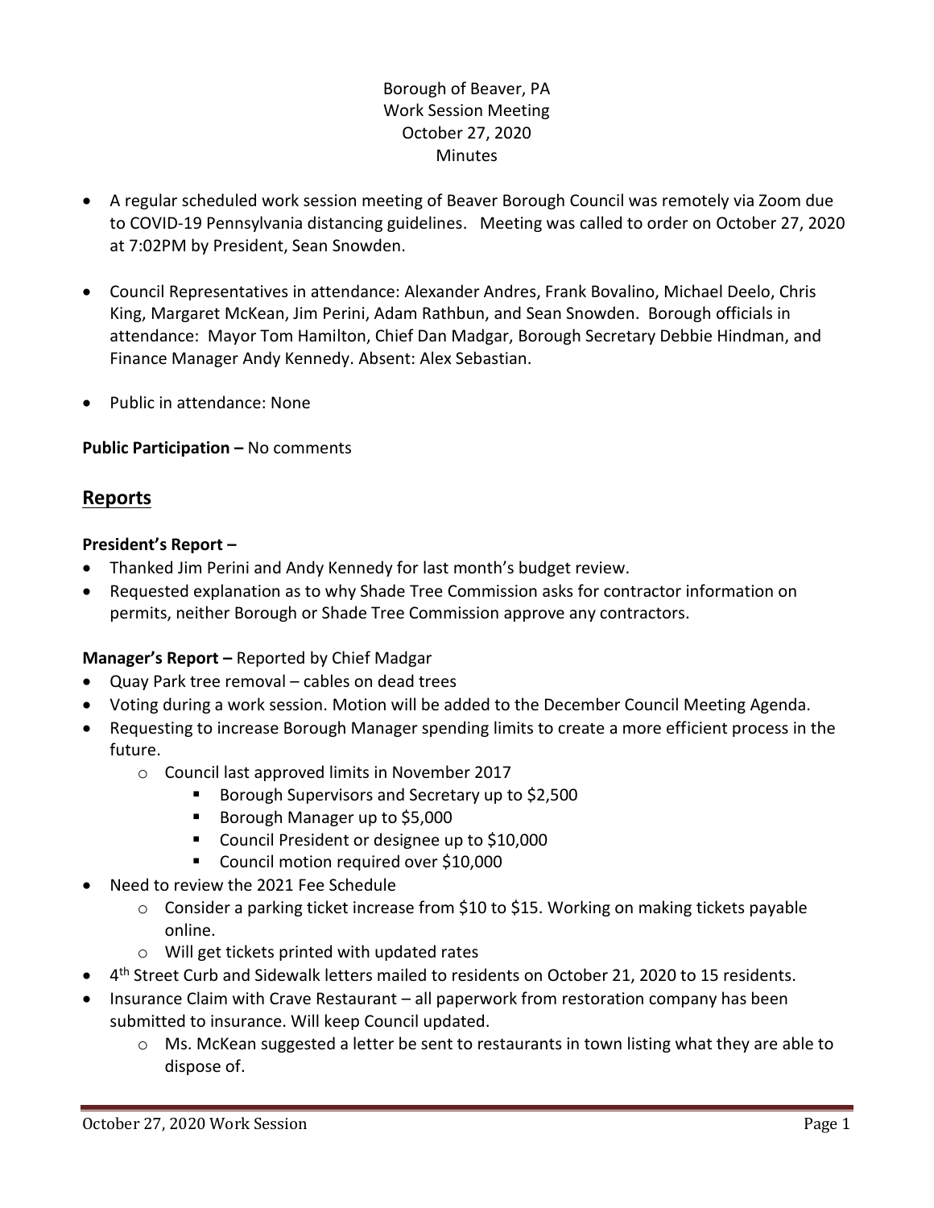Borough of Beaver, PA
Work Session Meeting
October 27, 2020
Minutes

- A regular scheduled work session meeting of Beaver Borough Council was remotely via Zoom due to COVID-19 Pennsylvania distancing guidelines. Meeting was called to order on October 27, 2020 at 7:02PM by President, Sean Snowden.
- Council Representatives in attendance: Alexander Andres, Frank Bovalino, Michael Deelo, Chris King, Margaret McKean, Jim Perini, Adam Rathbun, and Sean Snowden. Borough officials in attendance: Mayor Tom Hamilton, Chief Dan Madgar, Borough Secretary Debbie Hindman, and Finance Manager Andy Kennedy. Absent: Alex Sebastian.
- Public in attendance: None

**Public Participation –** No comments

## Reports

**President's Report –**

- Thanked Jim Perini and Andy Kennedy for last month's budget review.
- Requested explanation as to why Shade Tree Commission asks for contractor information on permits, neither Borough or Shade Tree Commission approve any contractors.

**Manager's Report –** Reported by Chief Madgar

- Quay Park tree removal – cables on dead trees
- Voting during a work session. Motion will be added to the December Council Meeting Agenda.
- Requesting to increase Borough Manager spending limits to create a more efficient process in the future.
  - Council last approved limits in November 2017
    - Borough Supervisors and Secretary up to $2,500
    - Borough Manager up to $5,000
    - Council President or designee up to $10,000
    - Council motion required over $10,000
- Need to review the 2021 Fee Schedule
  - Consider a parking ticket increase from $10 to $15. Working on making tickets payable online.
  - Will get tickets printed with updated rates
- 4th Street Curb and Sidewalk letters mailed to residents on October 21, 2020 to 15 residents.
- Insurance Claim with Crave Restaurant – all paperwork from restoration company has been submitted to insurance. Will keep Council updated.
  - Ms. McKean suggested a letter be sent to restaurants in town listing what they are able to dispose of.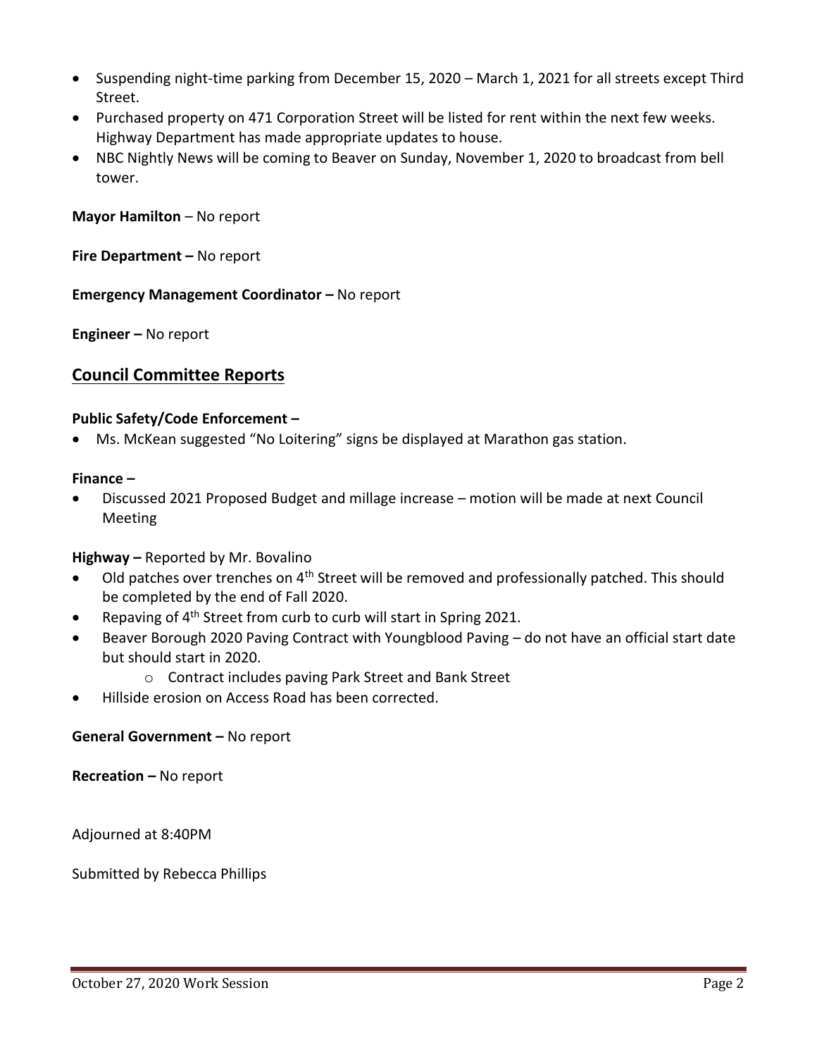- Suspending night-time parking from December 15, 2020 – March 1, 2021 for all streets except Third Street.
- Purchased property on 471 Corporation Street will be listed for rent within the next few weeks. Highway Department has made appropriate updates to house.
- NBC Nightly News will be coming to Beaver on Sunday, November 1, 2020 to broadcast from bell tower.

**Mayor Hamilton** – No report

**Fire Department –** No report

**Emergency Management Coordinator –** No report

**Engineer –** No report

## Council Committee Reports

**Public Safety/Code Enforcement –**

- Ms. McKean suggested "No Loitering" signs be displayed at Marathon gas station.

**Finance –**

- Discussed 2021 Proposed Budget and millage increase – motion will be made at next Council Meeting

**Highway –** Reported by Mr. Bovalino

- Old patches over trenches on 4th Street will be removed and professionally patched. This should be completed by the end of Fall 2020.
- Repaving of 4th Street from curb to curb will start in Spring 2021.
- Beaver Borough 2020 Paving Contract with Youngblood Paving – do not have an official start date but should start in 2020.
    - Contract includes paving Park Street and Bank Street
- Hillside erosion on Access Road has been corrected.

**General Government –** No report

**Recreation –** No report

Adjourned at 8:40PM

Submitted by Rebecca Phillips